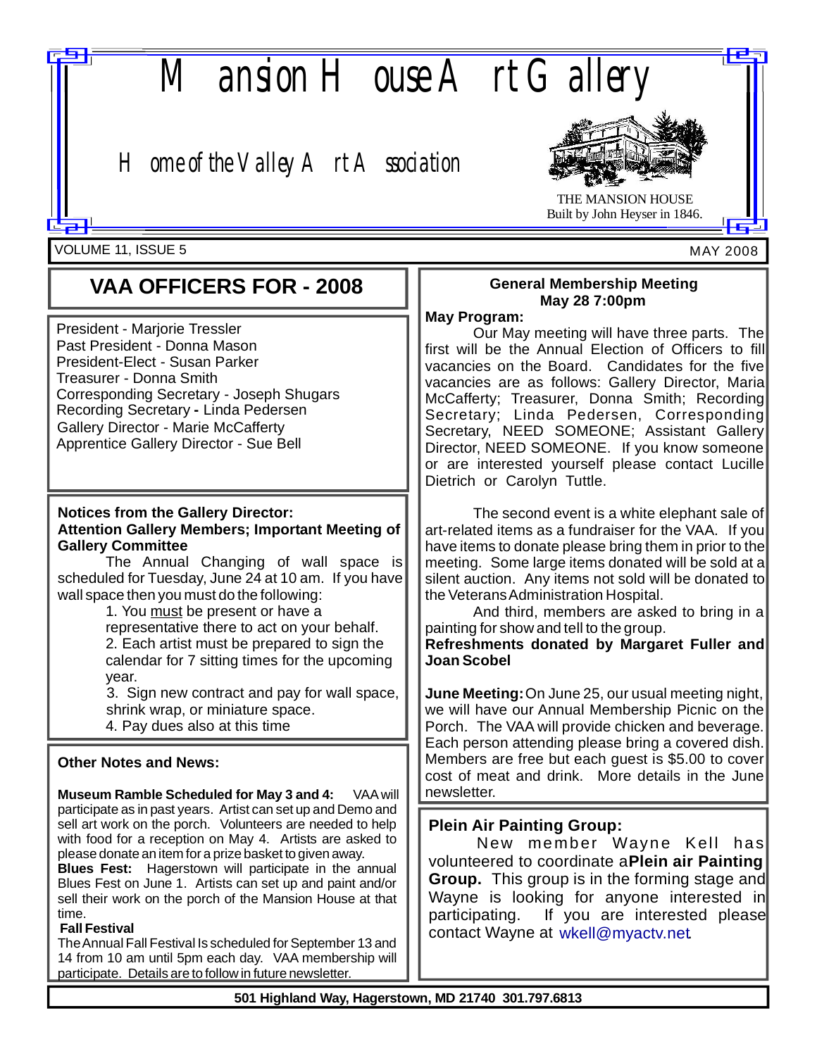# Mansion House Art Gallery

## Home of the Valley Art Association

THE MANSION HOUSE
Built by John Heyser in 1846.

VOLUME 11, ISSUE 5 — MAY 2008

## VAA OFFICERS FOR - 2008

President - Marjorie Tressler
Past President - Donna Mason
President-Elect - Susan Parker
Treasurer - Donna Smith
Corresponding Secretary - Joseph Shugars
Recording Secretary - Linda Pedersen
Gallery Director - Marie McCafferty
Apprentice Gallery Director - Sue Bell

### Notices from the Gallery Director:

**Attention Gallery Members; Important Meeting of Gallery Committee**

The Annual Changing of wall space is scheduled for Tuesday, June 24 at 10 am. If you have wall space then you must do the following:

1. You must be present or have a representative there to act on your behalf.
2. Each artist must be prepared to sign the calendar for 7 sitting times for the upcoming year.
3. Sign new contract and pay for wall space, shrink wrap, or miniature space.
4. Pay dues also at this time

### Other Notes and News:

**Museum Ramble Scheduled for May 3 and 4:** VAA will participate as in past years. Artist can set up and Demo and sell art work on the porch. Volunteers are needed to help with food for a reception on May 4. Artists are asked to please donate an item for a prize basket to given away.

**Blues Fest:** Hagerstown will participate in the annual Blues Fest on June 1. Artists can set up and paint and/or sell their work on the porch of the Mansion House at that time.

**Fall Festival**

The Annual Fall Festival Is scheduled for September 13 and 14 from 10 am until 5pm each day. VAA membership will participate. Details are to follow in future newsletter.

### General Membership Meeting
### May 28 7:00pm

**May Program:**

Our May meeting will have three parts. The first will be the Annual Election of Officers to fill vacancies on the Board. Candidates for the five vacancies are as follows: Gallery Director, Maria McCafferty; Treasurer, Donna Smith; Recording Secretary; Linda Pedersen, Corresponding Secretary, NEED SOMEONE; Assistant Gallery Director, NEED SOMEONE. If you know someone or are interested yourself please contact Lucille Dietrich or Carolyn Tuttle.

The second event is a white elephant sale of art-related items as a fundraiser for the VAA. If you have items to donate please bring them in prior to the meeting. Some large items donated will be sold at a silent auction. Any items not sold will be donated to the Veterans Administration Hospital.

And third, members are asked to bring in a painting for show and tell to the group.

**Refreshments donated by Margaret Fuller and Joan Scobel**

**June Meeting:** On June 25, our usual meeting night, we will have our Annual Membership Picnic on the Porch. The VAA will provide chicken and beverage. Each person attending please bring a covered dish. Members are free but each guest is $5.00 to cover cost of meat and drink. More details in the June newsletter.

### Plein Air Painting Group:

New member Wayne Kell has volunteered to coordinate a **Plein air Painting Group.** This group is in the forming stage and Wayne is looking for anyone interested in participating. If you are interested please contact Wayne at wkell@myactv.net

501 Highland Way, Hagerstown, MD 21740 301.797.6813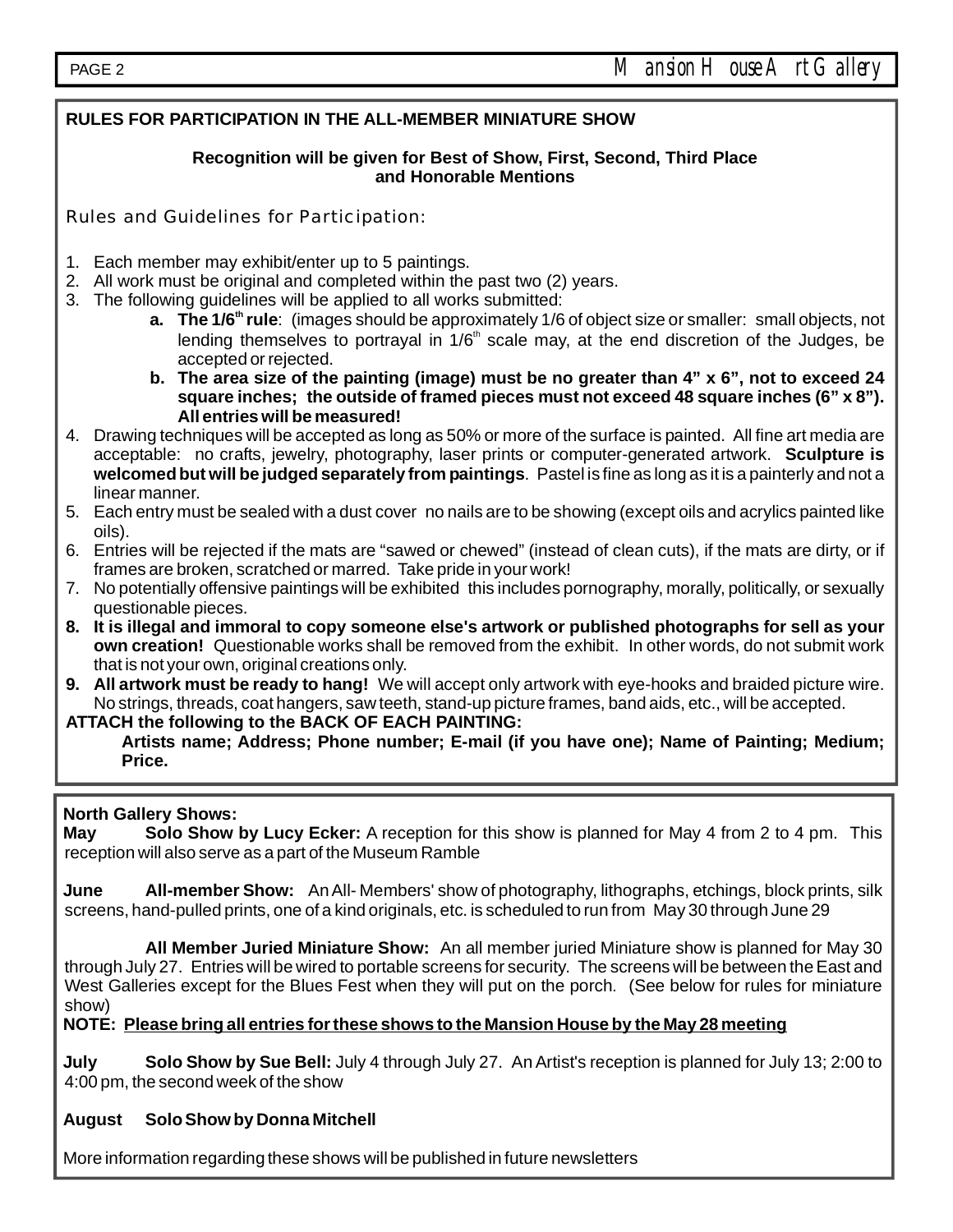## RULES FOR PARTICIPATION IN THE ALL-MEMBER MINIATURE SHOW

**Recognition will be given for Best of Show, First, Second, Third Place and Honorable Mentions**

### Rules and Guidelines for Participation:

1. Each member may exhibit/enter up to 5 paintings.
2. All work must be original and completed within the past two (2) years.
3. The following guidelines will be applied to all works submitted:
    - **a. The 1/6th rule**: (images should be approximately 1/6 of object size or smaller: small objects, not lending themselves to portrayal in 1/6th scale may, at the end discretion of the Judges, be accepted or rejected.
    - **b. The area size of the painting (image) must be no greater than 4" x 6", not to exceed 24 square inches; the outside of framed pieces must not exceed 48 square inches (6" x 8"). All entries will be measured!**
4. Drawing techniques will be accepted as long as 50% or more of the surface is painted. All fine art media are acceptable: no crafts, jewelry, photography, laser prints or computer-generated artwork. **Sculpture is welcomed but will be judged separately from paintings**. Pastel is fine as long as it is a painterly and not a linear manner.
5. Each entry must be sealed with a dust cover no nails are to be showing (except oils and acrylics painted like oils).
6. Entries will be rejected if the mats are "sawed or chewed" (instead of clean cuts), if the mats are dirty, or if frames are broken, scratched or marred. Take pride in your work!
7. No potentially offensive paintings will be exhibited this includes pornography, morally, politically, or sexually questionable pieces.
8. **It is illegal and immoral to copy someone else's artwork or published photographs for sell as your own creation!** Questionable works shall be removed from the exhibit. In other words, do not submit work that is not your own, original creations only.
9. **All artwork must be ready to hang!** We will accept only artwork with eye-hooks and braided picture wire. No strings, threads, coat hangers, saw teeth, stand-up picture frames, band aids, etc., will be accepted.

**ATTACH the following to the BACK OF EACH PAINTING:**

**Artists name; Address; Phone number; E-mail (if you have one); Name of Painting; Medium; Price.**

---

**North Gallery Shows:**

**May** **Solo Show by Lucy Ecker:** A reception for this show is planned for May 4 from 2 to 4 pm. This reception will also serve as a part of the Museum Ramble

**June** **All-member Show:** An All- Members' show of photography, lithographs, etchings, block prints, silk screens, hand-pulled prints, one of a kind originals, etc. is scheduled to run from May 30 through June 29

**All Member Juried Miniature Show:** An all member juried Miniature show is planned for May 30 through July 27. Entries will be wired to portable screens for security. The screens will be between the East and West Galleries except for the Blues Fest when they will put on the porch. (See below for rules for miniature show)

**NOTE: <u>Please bring all entries for these shows to the Mansion House by the May 28 meeting</u>**

**July** **Solo Show by Sue Bell:** July 4 through July 27. An Artist's reception is planned for July 13; 2:00 to 4:00 pm, the second week of the show

**August** **Solo Show by Donna Mitchell**

More information regarding these shows will be published in future newsletters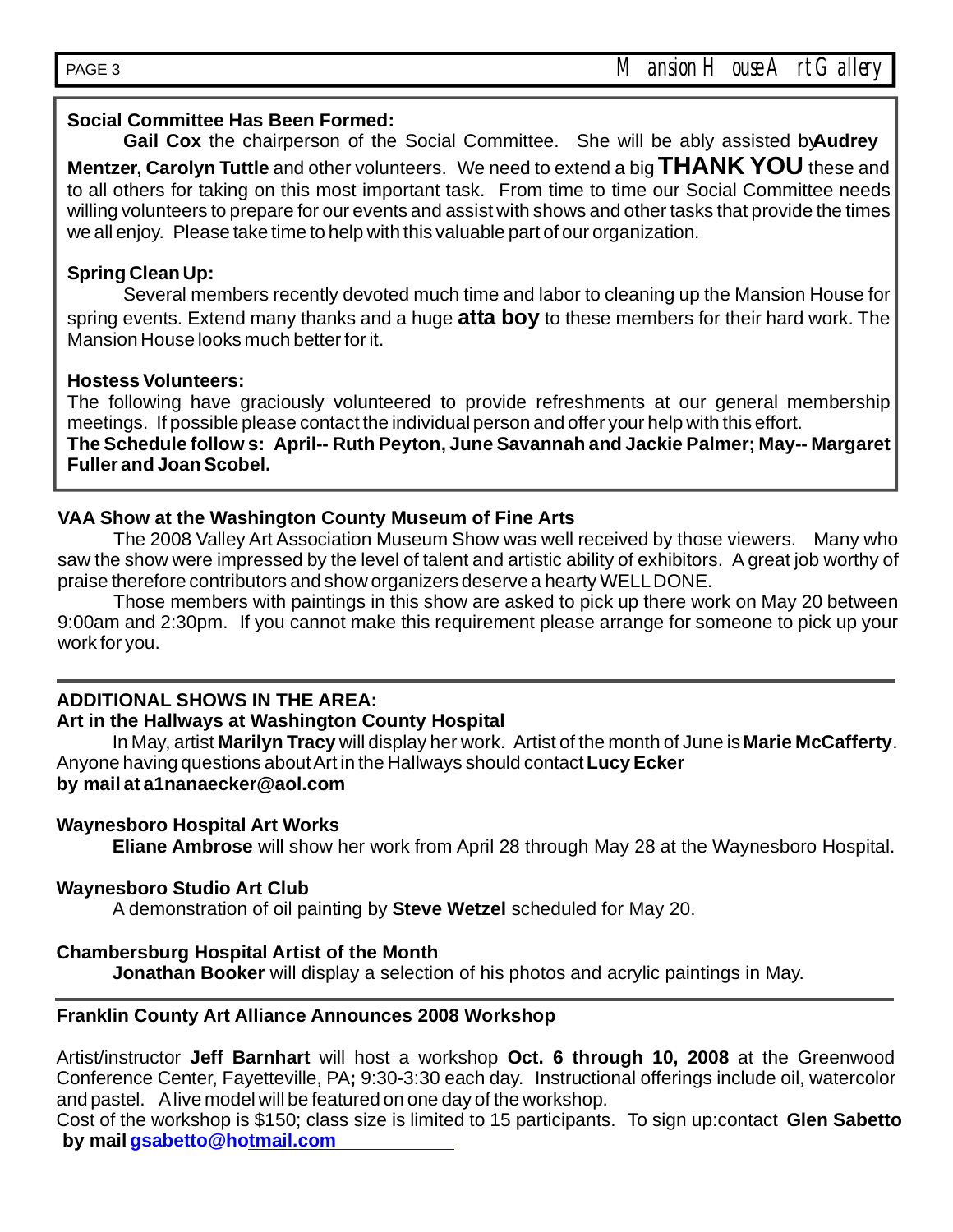**Social Committee Has Been Formed:**

**Gail Cox** the chairperson of the Social Committee. She will be ably assisted by **Audrey Mentzer, Carolyn Tuttle** and other volunteers. We need to extend a big **THANK YOU** these and to all others for taking on this most important task. From time to time our Social Committee needs willing volunteers to prepare for our events and assist with shows and other tasks that provide the times we all enjoy. Please take time to help with this valuable part of our organization.

**Spring Clean Up:**

Several members recently devoted much time and labor to cleaning up the Mansion House for spring events. Extend many thanks and a huge **atta boy** to these members for their hard work. The Mansion House looks much better for it.

**Hostess Volunteers:**

The following have graciously volunteered to provide refreshments at our general membership meetings. If possible please contact the individual person and offer your help with this effort.

**The Schedule follow s: April-- Ruth Peyton, June Savannah and Jackie Palmer; May-- Margaret Fuller and Joan Scobel.**

**VAA Show at the Washington County Museum of Fine Arts**

The 2008 Valley Art Association Museum Show was well received by those viewers. Many who saw the show were impressed by the level of talent and artistic ability of exhibitors. A great job worthy of praise therefore contributors and show organizers deserve a hearty WELL DONE.

Those members with paintings in this show are asked to pick up there work on May 20 between 9:00am and 2:30pm. If you cannot make this requirement please arrange for someone to pick up your work for you.

---

**ADDITIONAL SHOWS IN THE AREA:**

**Art in the Hallways at Washington County Hospital**

In May, artist **Marilyn Tracy** will display her work. Artist of the month of June is **Marie McCafferty**. Anyone having questions about Art in the Hallways should contact **Lucy Ecker**
**by mail at a1nanaecker@aol.com**

**Waynesboro Hospital Art Works**

**Eliane Ambrose** will show her work from April 28 through May 28 at the Waynesboro Hospital.

**Waynesboro Studio Art Club**

A demonstration of oil painting by **Steve Wetzel** scheduled for May 20.

**Chambersburg Hospital Artist of the Month**

**Jonathan Booker** will display a selection of his photos and acrylic paintings in May.

---

**Franklin County Art Alliance Announces 2008 Workshop**

Artist/instructor **Jeff Barnhart** will host a workshop **Oct. 6 through 10, 2008** at the Greenwood Conference Center, Fayetteville, PA**;** 9:30-3:30 each day. Instructional offerings include oil, watercolor and pastel. A live model will be featured on one day of the workshop.

Cost of the workshop is $150; class size is limited to 15 participants. To sign up:contact **Glen Sabetto by mail gsabetto@hotmail.com**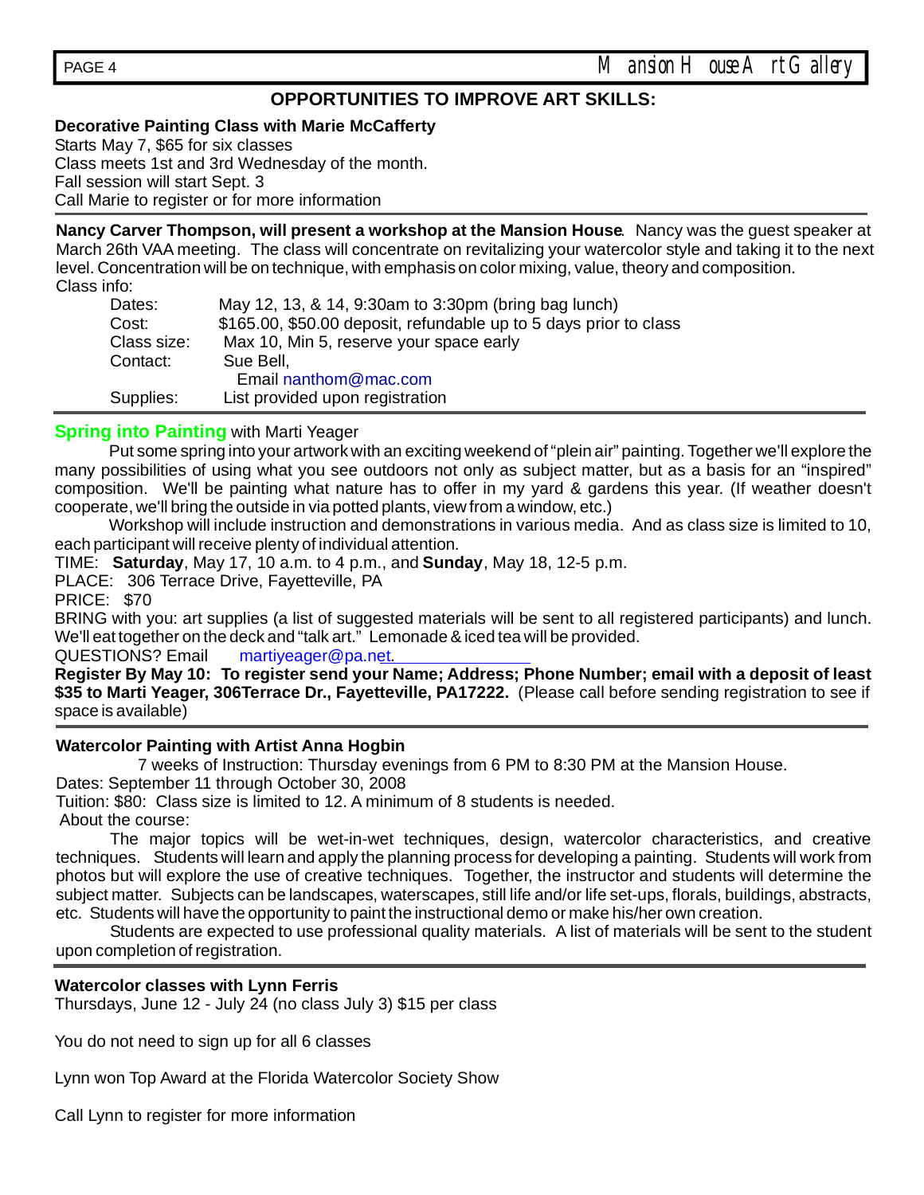## OPPORTUNITIES TO IMPROVE ART SKILLS:

**Decorative Painting Class with Marie McCafferty**

Starts May 7, $65 for six classes
Class meets 1st and 3rd Wednesday of the month.
Fall session will start Sept. 3
Call Marie to register or for more information

---

**Nancy Carver Thompson, will present a workshop at the Mansion House**. Nancy was the guest speaker at March 26th VAA meeting. The class will concentrate on revitalizing your watercolor style and taking it to the next level. Concentration will be on technique, with emphasis on color mixing, value, theory and composition.

Class info:

| | |
|---|---|
| Dates: | May 12, 13, & 14, 9:30am to 3:30pm (bring bag lunch) |
| Cost: | $165.00, $50.00 deposit, refundable up to 5 days prior to class |
| Class size: | Max 10, Min 5, reserve your space early |
| Contact: | Sue Bell, Email nanthom@mac.com |
| Supplies: | List provided upon registration |

---

**Spring into Painting** with Marti Yeager

Put some spring into your artwork with an exciting weekend of "plein air" painting. Together we'll explore the many possibilities of using what you see outdoors not only as subject matter, but as a basis for an "inspired" composition. We'll be painting what nature has to offer in my yard & gardens this year. (If weather doesn't cooperate, we'll bring the outside in via potted plants, view from a window, etc.)

Workshop will include instruction and demonstrations in various media. And as class size is limited to 10, each participant will receive plenty of individual attention.

TIME: **Saturday**, May 17, 10 a.m. to 4 p.m., and **Sunday**, May 18, 12-5 p.m.
PLACE: 306 Terrace Drive, Fayetteville, PA
PRICE: $70
BRING with you: art supplies (a list of suggested materials will be sent to all registered participants) and lunch. We'll eat together on the deck and "talk art." Lemonade & iced tea will be provided.
QUESTIONS? Email martiyeager@pa.net.

**Register By May 10: To register send your Name; Address; Phone Number; email with a deposit of least $35 to Marti Yeager, 306Terrace Dr., Fayetteville, PA17222.** (Please call before sending registration to see if space is available)

---

**Watercolor Painting with Artist Anna Hogbin**

7 weeks of Instruction: Thursday evenings from 6 PM to 8:30 PM at the Mansion House.
Dates: September 11 through October 30, 2008
Tuition: $80: Class size is limited to 12. A minimum of 8 students is needed.
About the course:

The major topics will be wet-in-wet techniques, design, watercolor characteristics, and creative techniques. Students will learn and apply the planning process for developing a painting. Students will work from photos but will explore the use of creative techniques. Together, the instructor and students will determine the subject matter. Subjects can be landscapes, waterscapes, still life and/or life set-ups, florals, buildings, abstracts, etc. Students will have the opportunity to paint the instructional demo or make his/her own creation.

Students are expected to use professional quality materials. A list of materials will be sent to the student upon completion of registration.

---

**Watercolor classes with Lynn Ferris**

Thursdays, June 12 - July 24 (no class July 3) $15 per class

You do not need to sign up for all 6 classes

Lynn won Top Award at the Florida Watercolor Society Show

Call Lynn to register for more information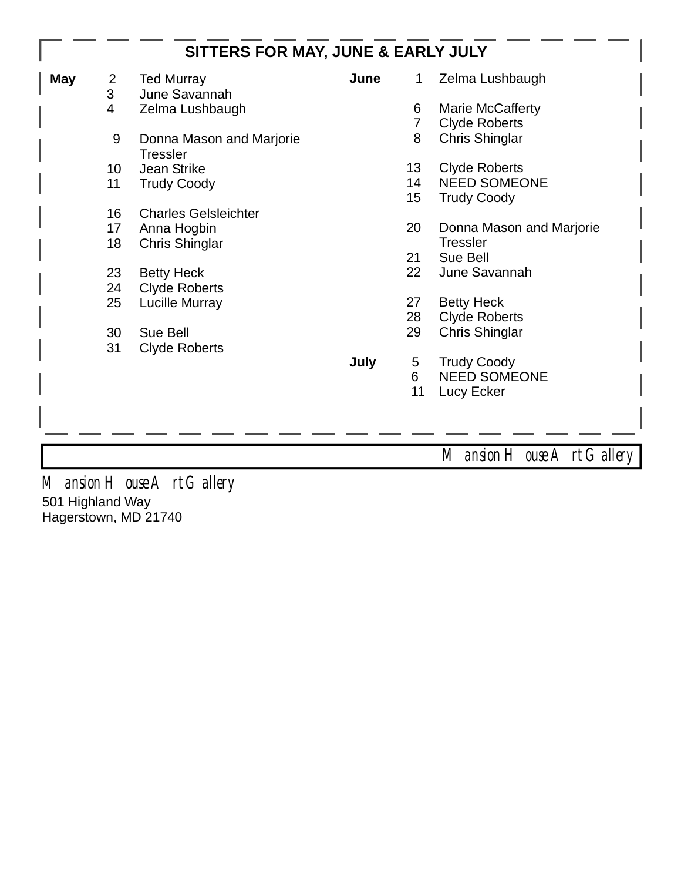## SITTERS FOR MAY, JUNE & EARLY JULY

| | | |
|---|---|---|
| **May** | 2 | Ted Murray |
| | 3 | June Savannah |
| | 4 | Zelma Lushbaugh |
| | 9 | Donna Mason and Marjorie Tressler |
| | 10 | Jean Strike |
| | 11 | Trudy Coody |
| | 16 | Charles Gelsleichter |
| | 17 | Anna Hogbin |
| | 18 | Chris Shinglar |
| | 23 | Betty Heck |
| | 24 | Clyde Roberts |
| | 25 | Lucille Murray |
| | 30 | Sue Bell |
| | 31 | Clyde Roberts |
| **June** | 1 | Zelma Lushbaugh |
| | 6 | Marie McCafferty |
| | 7 | Clyde Roberts |
| | 8 | Chris Shinglar |
| | 13 | Clyde Roberts |
| | 14 | NEED SOMEONE |
| | 15 | Trudy Coody |
| | 20 | Donna Mason and Marjorie Tressler |
| | 21 | Sue Bell |
| | 22 | June Savannah |
| | 27 | Betty Heck |
| | 28 | Clyde Roberts |
| | 29 | Chris Shinglar |
| **July** | 5 | Trudy Coody |
| | 6 | NEED SOMEONE |
| | 11 | Lucy Ecker |

Mansion House Art Gallery

Mansion House Art Gallery
501 Highland Way
Hagerstown, MD 21740